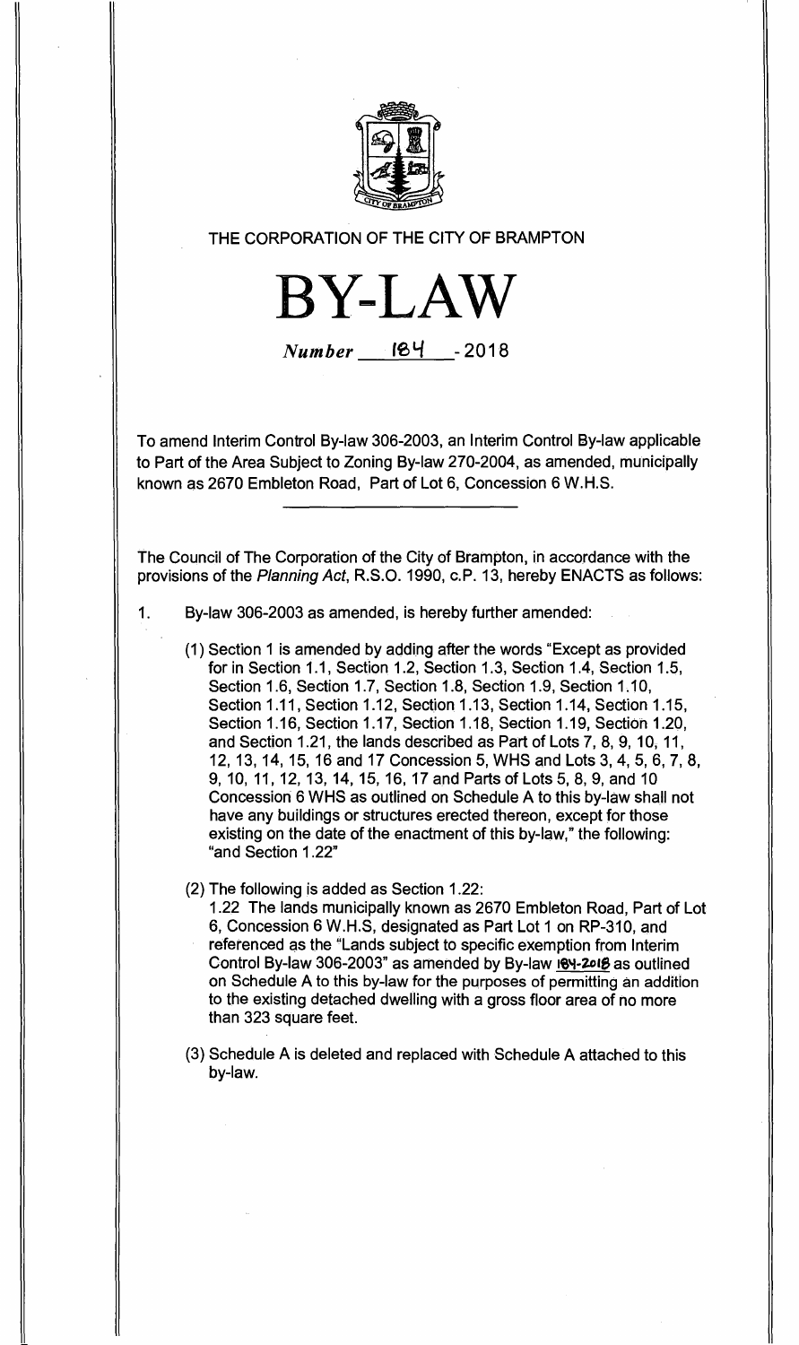THE CORPORATION OF THE CITY OF BRAMPTON

# BY-LAW

*Number* 184 - 2018

To amend Interim Control By-law 306-2003, an Interim Control By-law applicable to Part of the Area Subject to Zoning By-law 270-2004, as amended, municipally known as 2670 Embleton Road, Part of Lot 6, Concession 6 W.H.S.

The Council of The Corporation of the City of Brampton, in accordance with the provisions of the *Planning Act*, R.S.O. 1990, c.P. 13, hereby ENACTS as follows:

1. By-law 306-2003 as amended, is hereby further amended:

   (1) Section 1 is amended by adding after the words "Except as provided for in Section 1.1, Section 1.2, Section 1.3, Section 1.4, Section 1.5, Section 1.6, Section 1.7, Section 1.8, Section 1.9, Section 1.10, Section 1.11, Section 1.12, Section 1.13, Section 1.14, Section 1.15, Section 1.16, Section 1.17, Section 1.18, Section 1.19, Section 1.20, and Section 1.21, the lands described as Part of Lots 7, 8, 9, 10, 11, 12, 13, 14, 15, 16 and 17 Concession 5, WHS and Lots 3, 4, 5, 6, 7, 8, 9, 10, 11, 12, 13, 14, 15, 16, 17 and Parts of Lots 5, 8, 9, and 10 Concession 6 WHS as outlined on Schedule A to this by-law shall not have any buildings or structures erected thereon, except for those existing on the date of the enactment of this by-law," the following: "and Section 1.22"

   (2) The following is added as Section 1.22:
   1.22 The lands municipally known as 2670 Embleton Road, Part of Lot 6, Concession 6 W.H.S, designated as Part Lot 1 on RP-310, and referenced as the "Lands subject to specific exemption from Interim Control By-law 306-2003" as amended by By-law 184-2018 as outlined on Schedule A to this by-law for the purposes of permitting an addition to the existing detached dwelling with a gross floor area of no more than 323 square feet.

   (3) Schedule A is deleted and replaced with Schedule A attached to this by-law.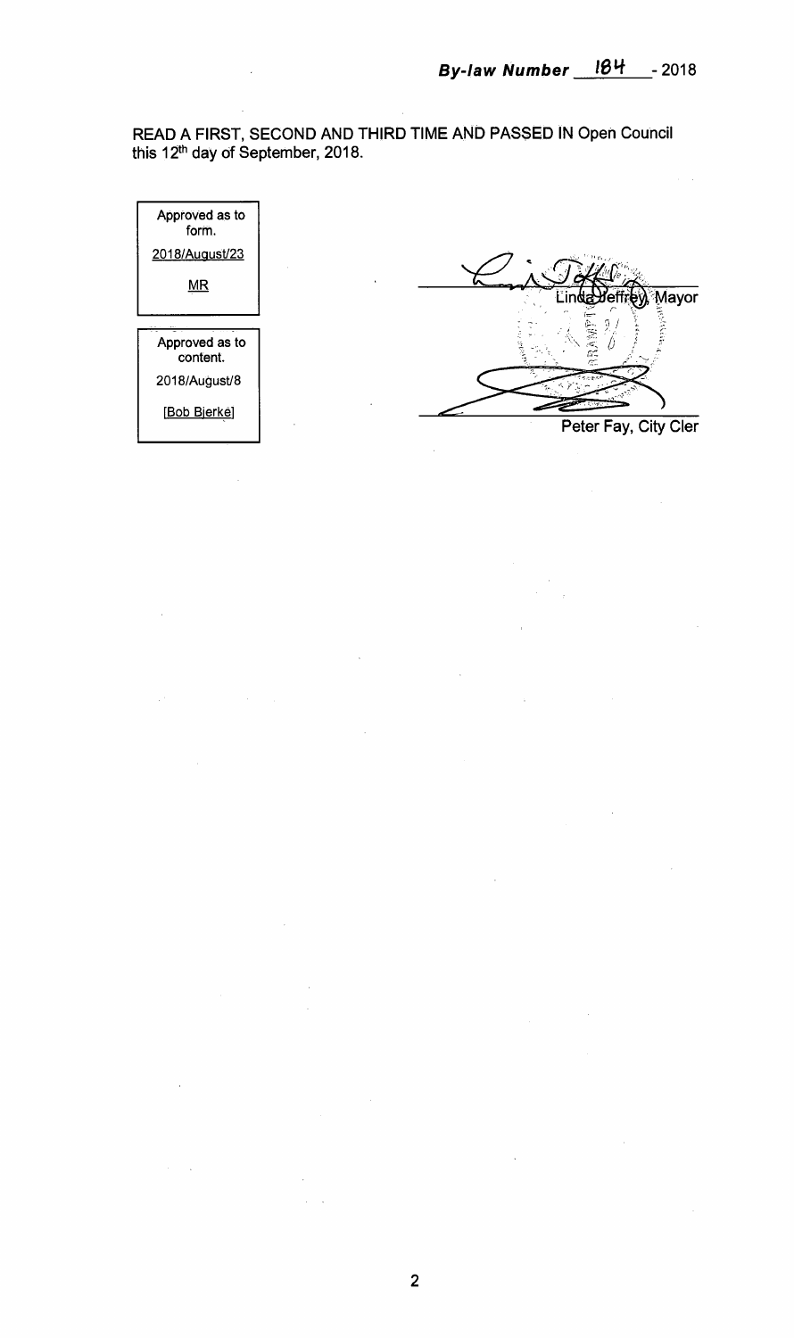**By-law Number 184 - 2018**

READ A FIRST, SECOND AND THIRD TIME AND PASSED IN Open Council this 12th day of September, 2018.

| Approved as to form. |
|---|
| 2018/August/23 |
| MR |

| Approved as to content. |
|---|
| 2018/August/8 |
| [Bob Bjerke] |

Linda Jeffrey, Mayor

Peter Fay, City Cler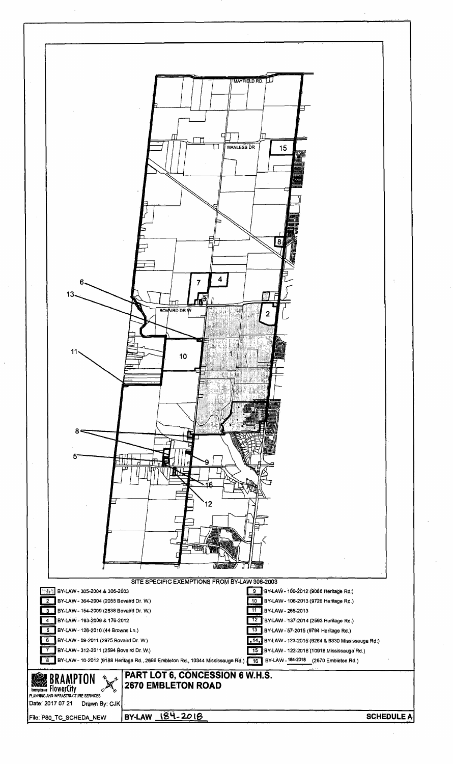MAYFIELD RD.

WANLESS DR

BOVAIRD DR W

SITE SPECIFIC EXEMPTIONS FROM BY-LAW 306-2003

| | |
|---|---|
| 1 BY-LAW - 305-2004 & 306-2003 | 9 BY-LAW - 100-2012 (9086 Heritage Rd.) |
| 2 BY-LAW - 364-2004 (2055 Bovaird Dr. W.) | 10 BY-LAW - 106-2013 (9726 Heritage Rd.) |
| 3 BY-LAW - 154-2009 (2538 Bovaird Dr. W.) | 11 BY-LAW - 265-2013 |
| 4 BY-LAW - 193-2009 & 176-2012 | 12 BY-LAW - 137-2014 (2593 Heritage Rd.) |
| 5 BY-LAW - 126-2010 (44 Browns Ln.) | 13 BY-LAW - 57-2015 (9794 Heritage Rd.) |
| 6 BY-LAW - 09-2011 (2975 Bovaird Dr. W.) | 14 BY-LAW - 123-2015 (9264 & 9330 Mississauga Rd.) |
| 7 BY-LAW - 312-2011 (2594 Bovaird Dr. W.) | 15 BY-LAW - 122-2016 (10916 Mississauga Rd.) |
| 8 BY-LAW - 10-2012 (9188 Heritage Rd., 2696 Embleton Rd., 10344 Mississauga Rd.) | 16 BY-LAW - 184-2018 (2670 Embleton Rd.) |

BRAMPTON FlowerCity
brampton.ca
PLANNING AND INFRASTRUCTURE SERVICES

Date: 2017 07 21 Drawn By: CJK

File: P80_TC_SCHEDA_NEW

**PART LOT 6, CONCESSION 6 W.H.S.**
**2670 EMBLETON ROAD**

BY-LAW 184-2018

**SCHEDULE A**